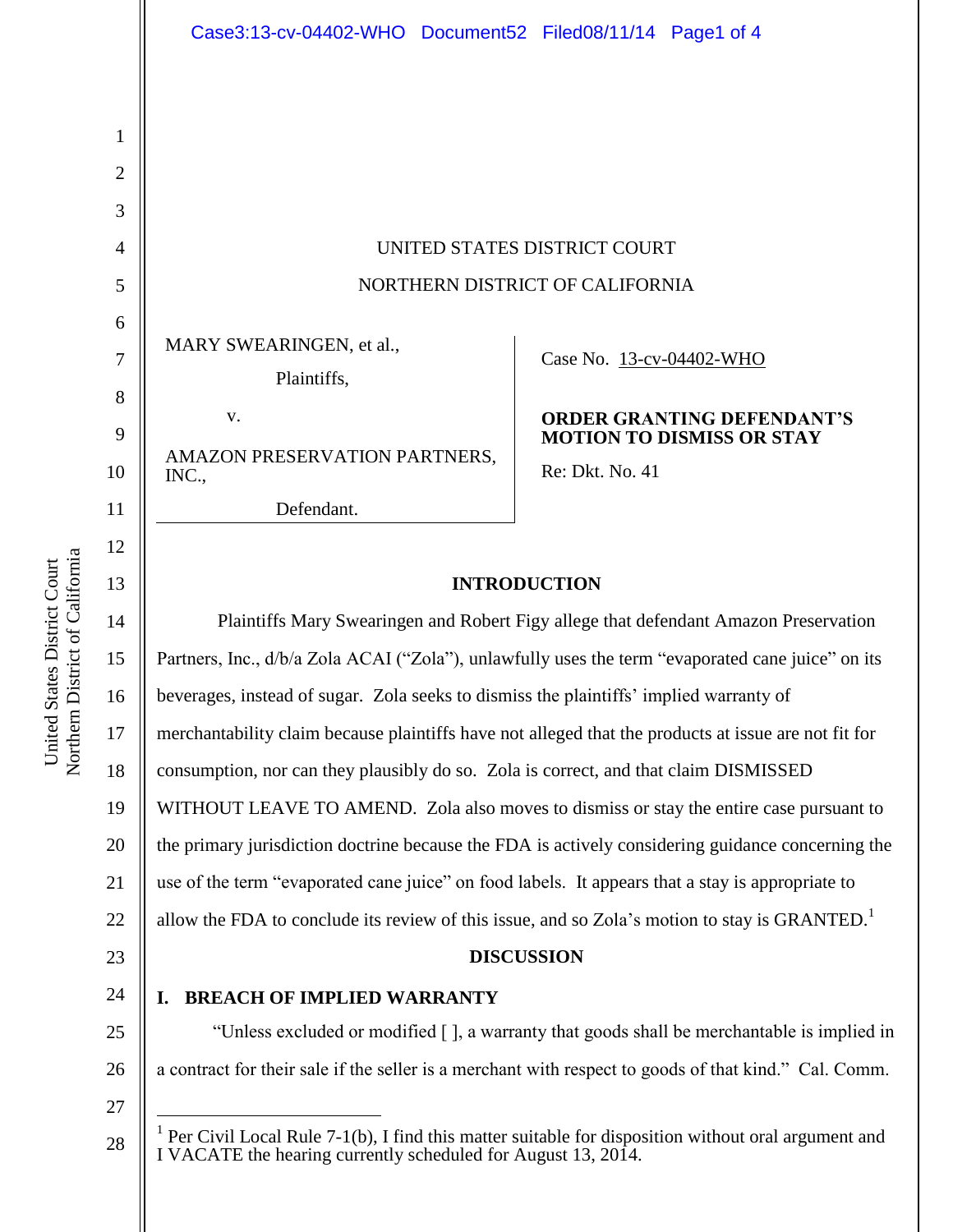UNITED STATES DISTRICT COURT

NORTHERN DISTRICT OF CALIFORNIA

MARY SWEARINGEN, et al.,

Plaintiffs,

v.

AMAZON PRESERVATION PARTNERS, INC.,

Defendant.

Case No. 13-cv-04402-WHO

**ORDER GRANTING DEFENDANT'S MOTION TO DISMISS OR STAY**

Re: Dkt. No. 41

## INTRODUCTION

Plaintiffs Mary Swearingen and Robert Figy allege that defendant Amazon Preservation Partners, Inc., d/b/a Zola ACAI ("Zola"), unlawfully uses the term "evaporated cane juice" on its beverages, instead of sugar. Zola seeks to dismiss the plaintiffs' implied warranty of merchantability claim because plaintiffs have not alleged that the products at issue are not fit for consumption, nor can they plausibly do so. Zola is correct, and that claim DISMISSED WITHOUT LEAVE TO AMEND. Zola also moves to dismiss or stay the entire case pursuant to the primary jurisdiction doctrine because the FDA is actively considering guidance concerning the use of the term "evaporated cane juice" on food labels. It appears that a stay is appropriate to allow the FDA to conclude its review of this issue, and so Zola's motion to stay is GRANTED.[1]

## DISCUSSION

### I. BREACH OF IMPLIED WARRANTY

"Unless excluded or modified [ ], a warranty that goods shall be merchantable is implied in a contract for their sale if the seller is a merchant with respect to goods of that kind." Cal. Comm.

---

[1] Per Civil Local Rule 7-1(b), I find this matter suitable for disposition without oral argument and I VACATE the hearing currently scheduled for August 13, 2014.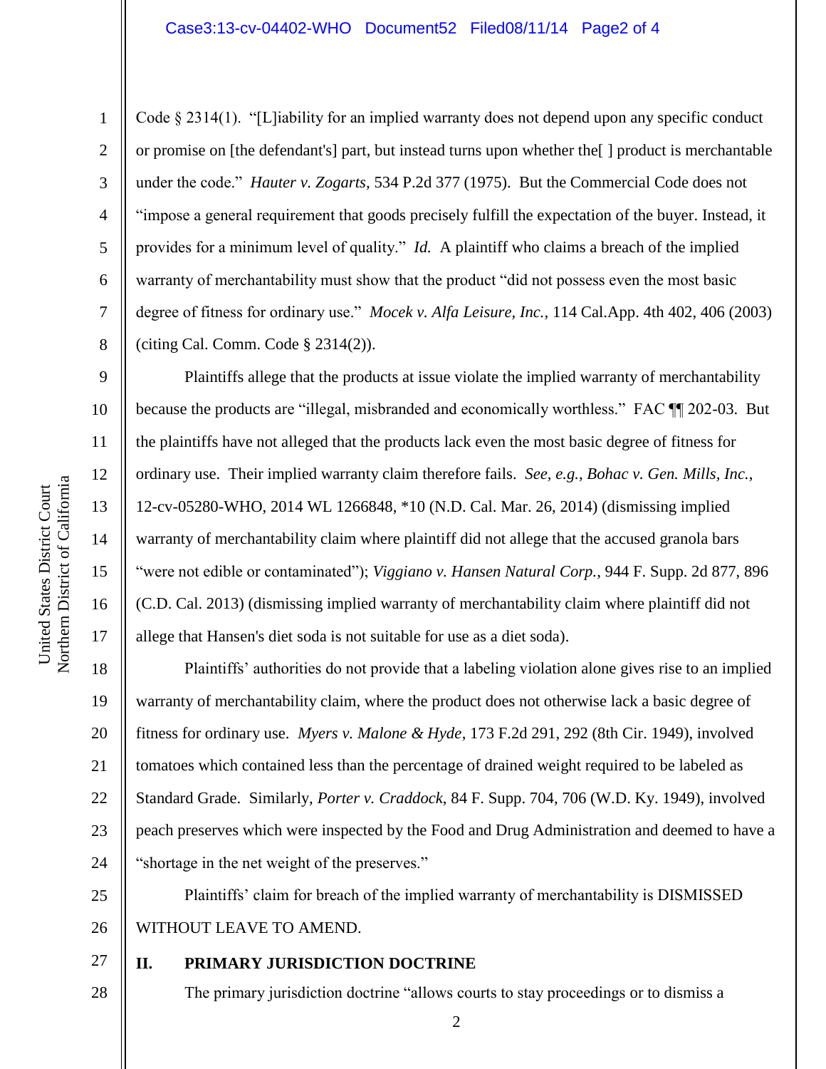Code § 2314(1). "[L]iability for an implied warranty does not depend upon any specific conduct or promise on [the defendant's] part, but instead turns upon whether the[ ] product is merchantable under the code." *Hauter v. Zogarts,* 534 P.2d 377 (1975). But the Commercial Code does not "impose a general requirement that goods precisely fulfill the expectation of the buyer. Instead, it provides for a minimum level of quality." *Id.* A plaintiff who claims a breach of the implied warranty of merchantability must show that the product "did not possess even the most basic degree of fitness for ordinary use." *Mocek v. Alfa Leisure, Inc.,* 114 Cal.App. 4th 402, 406 (2003) (citing Cal. Comm. Code § 2314(2)).

Plaintiffs allege that the products at issue violate the implied warranty of merchantability because the products are "illegal, misbranded and economically worthless." FAC ¶¶ 202-03. But the plaintiffs have not alleged that the products lack even the most basic degree of fitness for ordinary use. Their implied warranty claim therefore fails. *See, e.g., Bohac v. Gen. Mills, Inc.*, 12-cv-05280-WHO, 2014 WL 1266848, *10 (N.D. Cal. Mar. 26, 2014) (dismissing implied warranty of merchantability claim where plaintiff did not allege that the accused granola bars "were not edible or contaminated"); *Viggiano v. Hansen Natural Corp.*, 944 F. Supp. 2d 877, 896 (C.D. Cal. 2013) (dismissing implied warranty of merchantability claim where plaintiff did not allege that Hansen's diet soda is not suitable for use as a diet soda).

Plaintiffs' authorities do not provide that a labeling violation alone gives rise to an implied warranty of merchantability claim, where the product does not otherwise lack a basic degree of fitness for ordinary use. *Myers v. Malone & Hyde*, 173 F.2d 291, 292 (8th Cir. 1949), involved tomatoes which contained less than the percentage of drained weight required to be labeled as Standard Grade. Similarly, *Porter v. Craddock*, 84 F. Supp. 704, 706 (W.D. Ky. 1949), involved peach preserves which were inspected by the Food and Drug Administration and deemed to have a "shortage in the net weight of the preserves."

Plaintiffs' claim for breach of the implied warranty of merchantability is DISMISSED WITHOUT LEAVE TO AMEND.

## II. PRIMARY JURISDICTION DOCTRINE

The primary jurisdiction doctrine "allows courts to stay proceedings or to dismiss a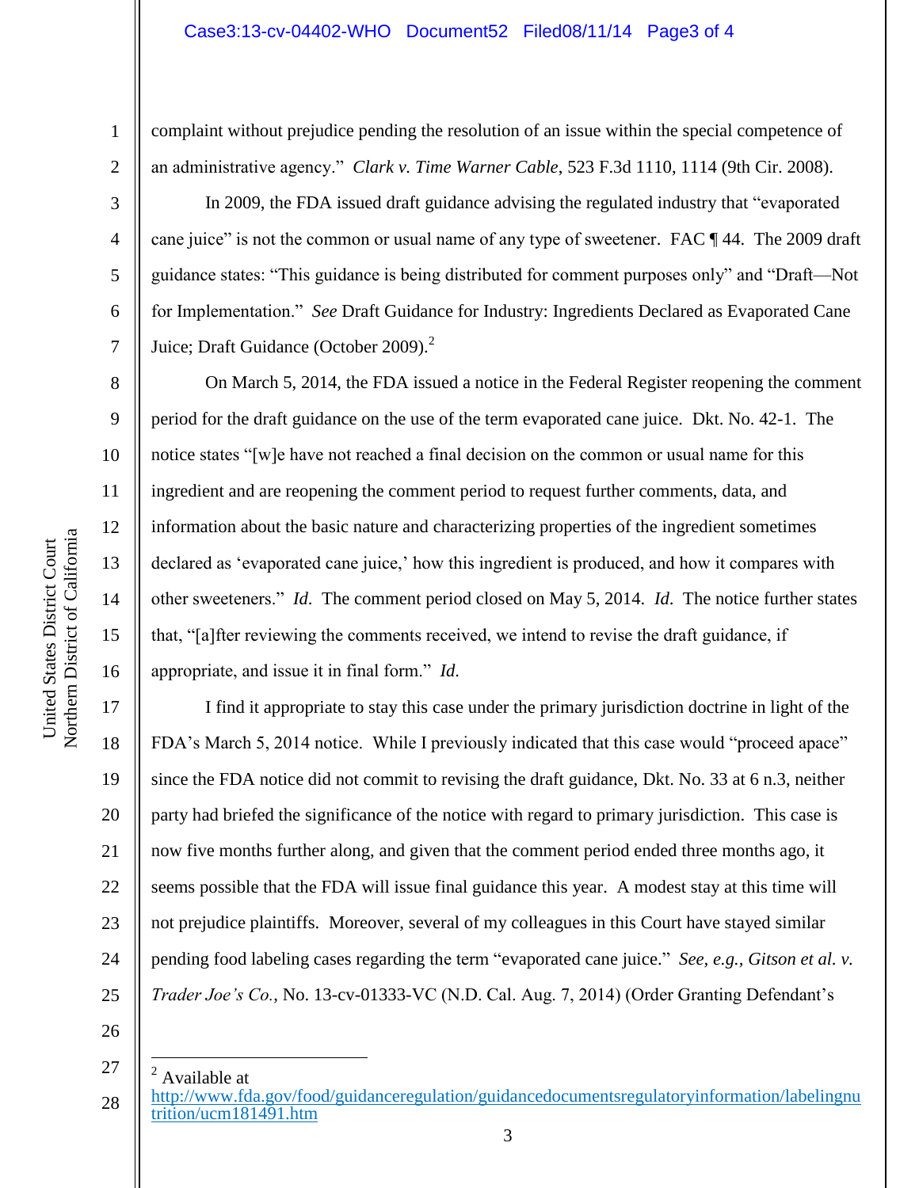complaint without prejudice pending the resolution of an issue within the special competence of an administrative agency." *Clark v. Time Warner Cable*, 523 F.3d 1110, 1114 (9th Cir. 2008).

In 2009, the FDA issued draft guidance advising the regulated industry that "evaporated cane juice" is not the common or usual name of any type of sweetener. FAC ¶ 44. The 2009 draft guidance states: "This guidance is being distributed for comment purposes only" and "Draft—Not for Implementation." *See* Draft Guidance for Industry: Ingredients Declared as Evaporated Cane Juice; Draft Guidance (October 2009).[2]

On March 5, 2014, the FDA issued a notice in the Federal Register reopening the comment period for the draft guidance on the use of the term evaporated cane juice. Dkt. No. 42-1. The notice states "[w]e have not reached a final decision on the common or usual name for this ingredient and are reopening the comment period to request further comments, data, and information about the basic nature and characterizing properties of the ingredient sometimes declared as 'evaporated cane juice,' how this ingredient is produced, and how it compares with other sweeteners." *Id.* The comment period closed on May 5, 2014. *Id.* The notice further states that, "[a]fter reviewing the comments received, we intend to revise the draft guidance, if appropriate, and issue it in final form." *Id.*

I find it appropriate to stay this case under the primary jurisdiction doctrine in light of the FDA's March 5, 2014 notice. While I previously indicated that this case would "proceed apace" since the FDA notice did not commit to revising the draft guidance, Dkt. No. 33 at 6 n.3, neither party had briefed the significance of the notice with regard to primary jurisdiction. This case is now five months further along, and given that the comment period ended three months ago, it seems possible that the FDA will issue final guidance this year. A modest stay at this time will not prejudice plaintiffs. Moreover, several of my colleagues in this Court have stayed similar pending food labeling cases regarding the term "evaporated cane juice." *See, e.g.*, *Gitson et al. v. Trader Joe's Co.*, No. 13-cv-01333-VC (N.D. Cal. Aug. 7, 2014) (Order Granting Defendant's

---

[2] Available at http://www.fda.gov/food/guidanceregulation/guidancedocumentsregulatoryinformation/labelingnutrition/ucm181491.htm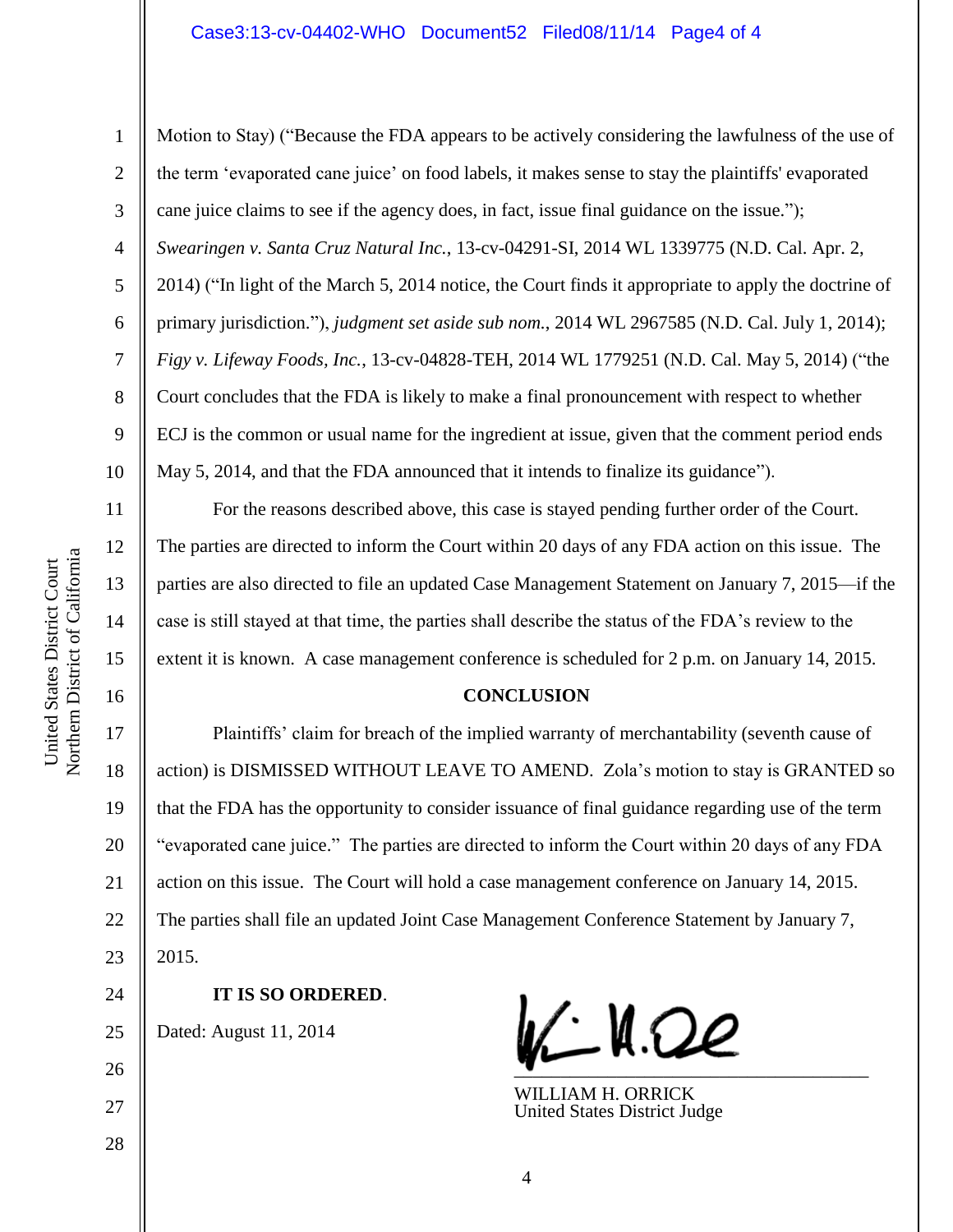Motion to Stay) ("Because the FDA appears to be actively considering the lawfulness of the use of the term 'evaporated cane juice' on food labels, it makes sense to stay the plaintiffs' evaporated cane juice claims to see if the agency does, in fact, issue final guidance on the issue."); *Swearingen v. Santa Cruz Natural Inc.*, 13-cv-04291-SI, 2014 WL 1339775 (N.D. Cal. Apr. 2, 2014) ("In light of the March 5, 2014 notice, the Court finds it appropriate to apply the doctrine of primary jurisdiction."), *judgment set aside sub nom.*, 2014 WL 2967585 (N.D. Cal. July 1, 2014); *Figy v. Lifeway Foods, Inc.*, 13-cv-04828-TEH, 2014 WL 1779251 (N.D. Cal. May 5, 2014) ("the Court concludes that the FDA is likely to make a final pronouncement with respect to whether ECJ is the common or usual name for the ingredient at issue, given that the comment period ends May 5, 2014, and that the FDA announced that it intends to finalize its guidance").

For the reasons described above, this case is stayed pending further order of the Court. The parties are directed to inform the Court within 20 days of any FDA action on this issue. The parties are also directed to file an updated Case Management Statement on January 7, 2015—if the case is still stayed at that time, the parties shall describe the status of the FDA's review to the extent it is known. A case management conference is scheduled for 2 p.m. on January 14, 2015.

**CONCLUSION**

Plaintiffs' claim for breach of the implied warranty of merchantability (seventh cause of action) is DISMISSED WITHOUT LEAVE TO AMEND. Zola's motion to stay is GRANTED so that the FDA has the opportunity to consider issuance of final guidance regarding use of the term "evaporated cane juice." The parties are directed to inform the Court within 20 days of any FDA action on this issue. The Court will hold a case management conference on January 14, 2015. The parties shall file an updated Joint Case Management Conference Statement by January 7, 2015.

**IT IS SO ORDERED**.

Dated: August 11, 2014

WILLIAM H. ORRICK
United States District Judge